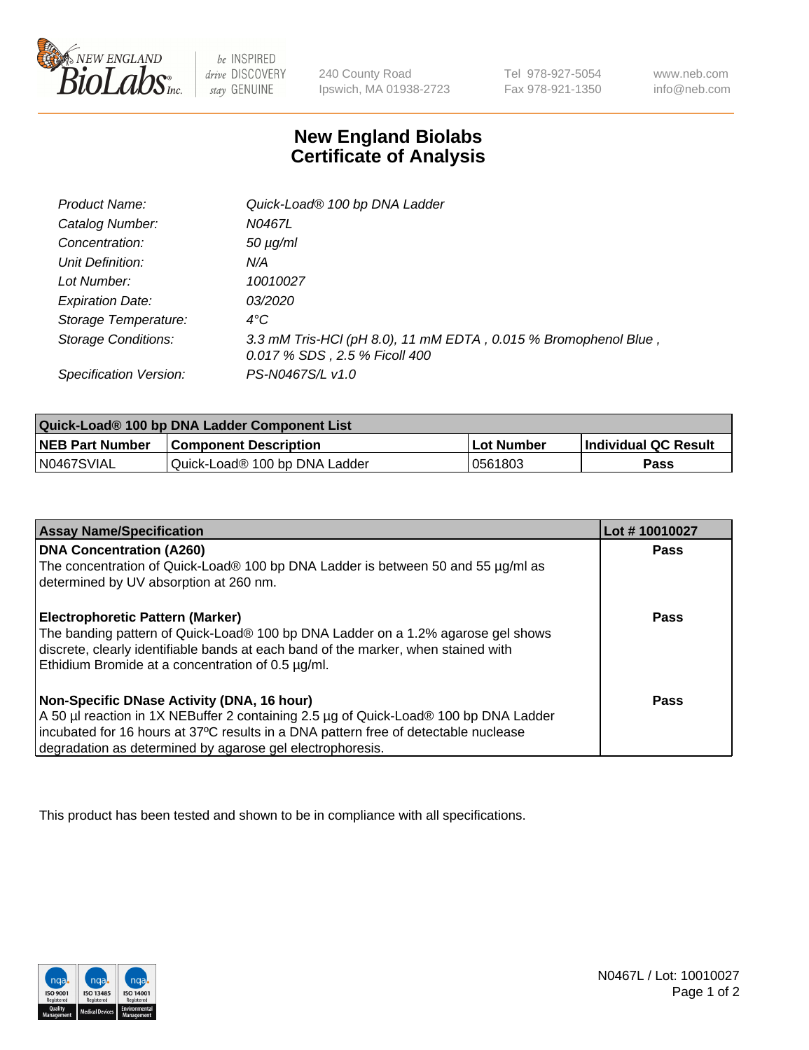240 County Road
Ipswich, MA 01938-2723

Tel 978-927-5054
Fax 978-921-1350

www.neb.com
info@neb.com

# New England Biolabs Certificate of Analysis

| | |
|---|---|
| *Product Name:* | *Quick-Load® 100 bp DNA Ladder* |
| *Catalog Number:* | *N0467L* |
| *Concentration:* | *50 µg/ml* |
| *Unit Definition:* | *N/A* |
| *Lot Number:* | *10010027* |
| *Expiration Date:* | *03/2020* |
| *Storage Temperature:* | *4°C* |
| *Storage Conditions:* | *3.3 mM Tris-HCl (pH 8.0), 11 mM EDTA , 0.015 % Bromophenol Blue , 0.017 % SDS , 2.5 % Ficoll 400* |
| *Specification Version:* | *PS-N0467S/L v1.0* |

| Quick-Load® 100 bp DNA Ladder Component List | | | |
|---|---|---|---|
| **NEB Part Number** | **Component Description** | **Lot Number** | **Individual QC Result** |
| N0467SVIAL | Quick-Load® 100 bp DNA Ladder | 0561803 | **Pass** |

| Assay Name/Specification | Lot # 10010027 |
|---|---|
| **DNA Concentration (A260)**<br>The concentration of Quick-Load® 100 bp DNA Ladder is between 50 and 55 µg/ml as determined by UV absorption at 260 nm. | **Pass** |
| **Electrophoretic Pattern (Marker)**<br>The banding pattern of Quick-Load® 100 bp DNA Ladder on a 1.2% agarose gel shows discrete, clearly identifiable bands at each band of the marker, when stained with Ethidium Bromide at a concentration of 0.5 µg/ml. | **Pass** |
| **Non-Specific DNase Activity (DNA, 16 hour)**<br>A 50 µl reaction in 1X NEBuffer 2 containing 2.5 µg of Quick-Load® 100 bp DNA Ladder incubated for 16 hours at 37ºC results in a DNA pattern free of detectable nuclease degradation as determined by agarose gel electrophoresis. | **Pass** |

This product has been tested and shown to be in compliance with all specifications.

N0467L / Lot: 10010027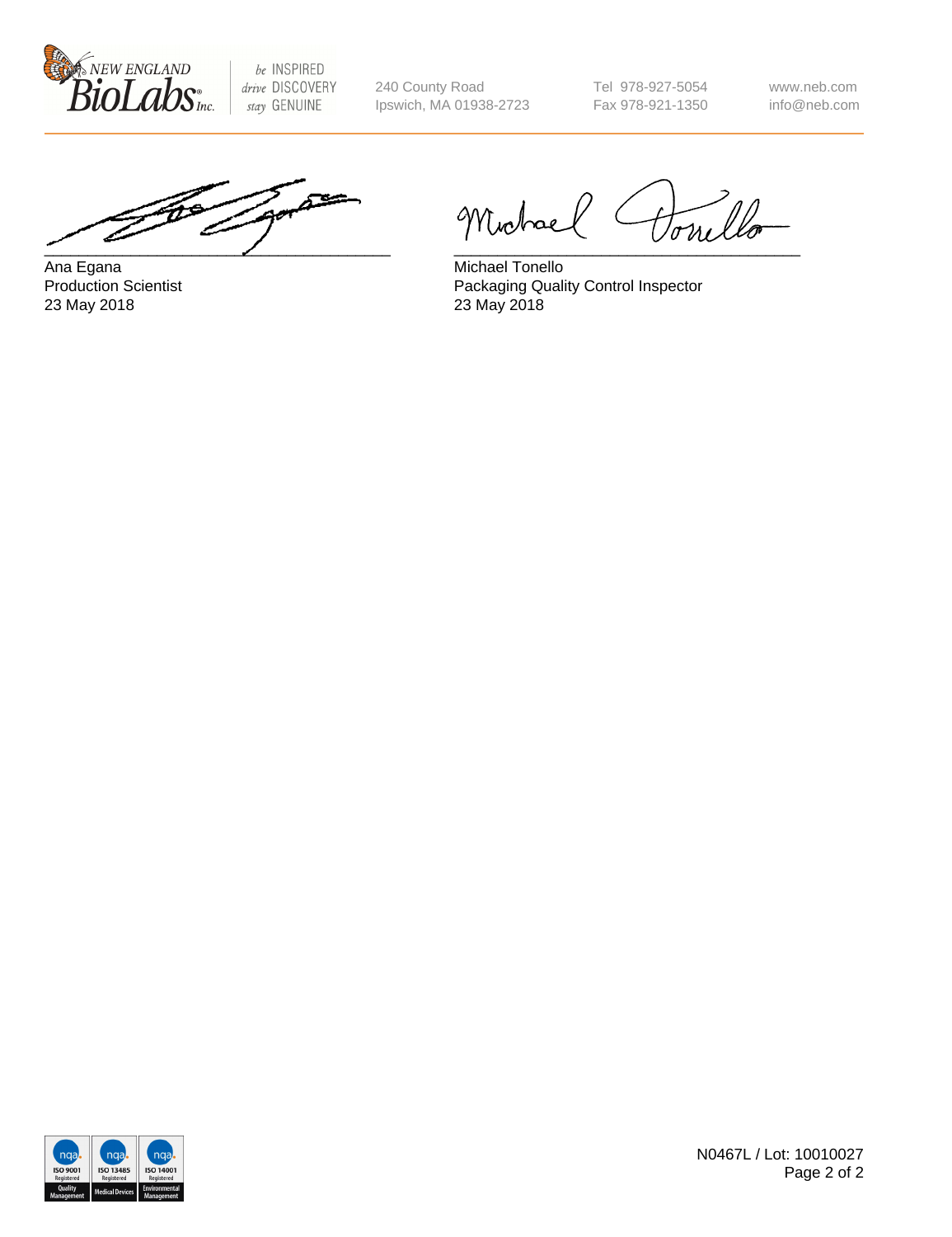Ana Egana
Production Scientist
23 May 2018

Michael Tonello
Packaging Quality Control Inspector
23 May 2018

N0467L / Lot: 10010027